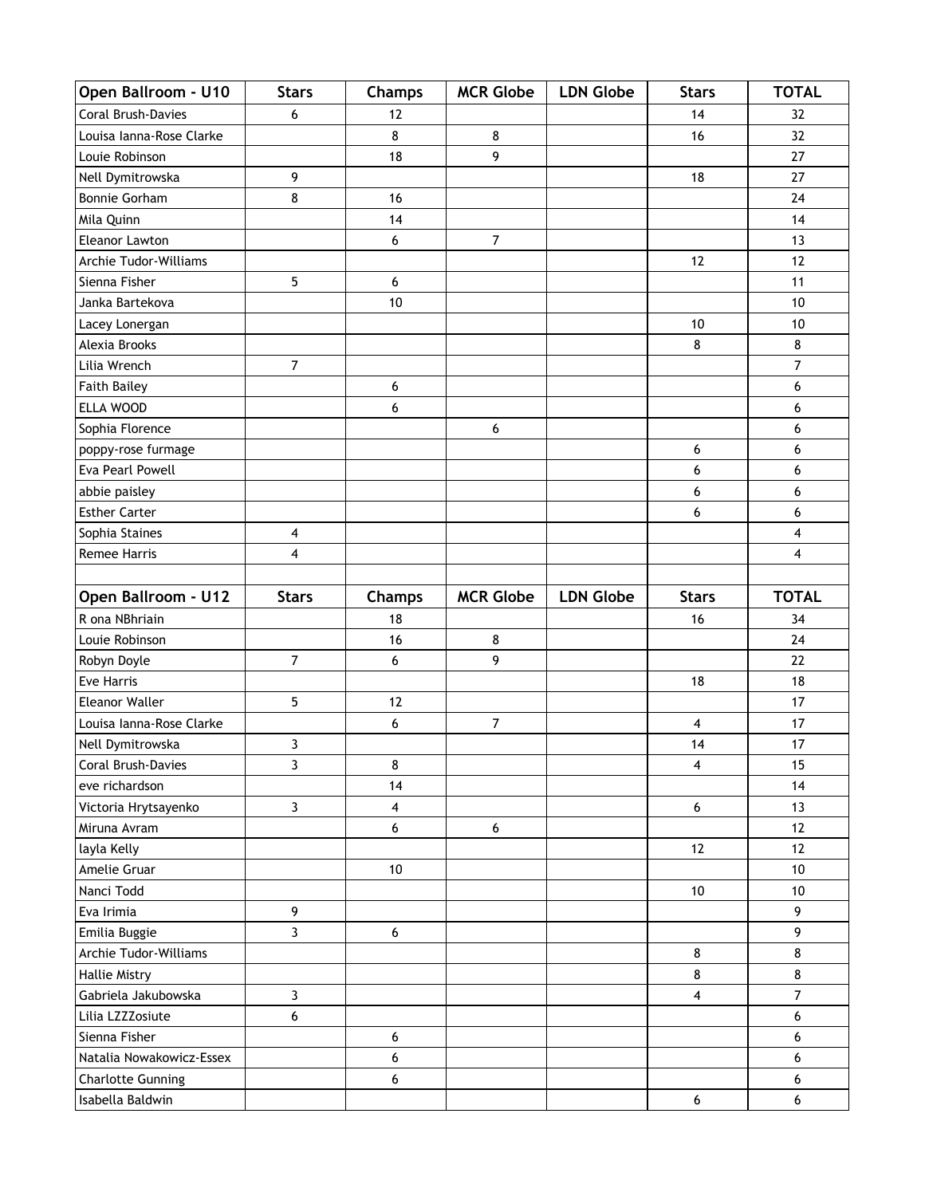| Open Ballroom - U10 | Stars | Champs | MCR Globe | LDN Globe | Stars | TOTAL |
|---|---|---|---|---|---|---|
| Coral Brush-Davies | 6 | 12 | | | 14 | 32 |
| Louisa Ianna-Rose Clarke | | 8 | 8 | | 16 | 32 |
| Louie Robinson | | 18 | 9 | | | 27 |
| Nell Dymitrowska | 9 | | | | 18 | 27 |
| Bonnie Gorham | 8 | 16 | | | | 24 |
| Mila Quinn | | 14 | | | | 14 |
| Eleanor Lawton | | 6 | 7 | | | 13 |
| Archie Tudor-Williams | | | | | 12 | 12 |
| Sienna Fisher | 5 | 6 | | | | 11 |
| Janka Bartekova | | 10 | | | | 10 |
| Lacey Lonergan | | | | | 10 | 10 |
| Alexia Brooks | | | | | 8 | 8 |
| Lilia Wrench | 7 | | | | | 7 |
| Faith Bailey | | 6 | | | | 6 |
| ELLA WOOD | | 6 | | | | 6 |
| Sophia Florence | | | 6 | | | 6 |
| poppy-rose furmage | | | | | 6 | 6 |
| Eva Pearl Powell | | | | | 6 | 6 |
| abbie paisley | | | | | 6 | 6 |
| Esther Carter | | | | | 6 | 6 |
| Sophia Staines | 4 | | | | | 4 |
| Remee Harris | 4 | | | | | 4 |

| Open Ballroom - U12 | Stars | Champs | MCR Globe | LDN Globe | Stars | TOTAL |
|---|---|---|---|---|---|---|
| R ona NBhriain | | 18 | | | 16 | 34 |
| Louie Robinson | | 16 | 8 | | | 24 |
| Robyn Doyle | 7 | 6 | 9 | | | 22 |
| Eve Harris | | | | | 18 | 18 |
| Eleanor Waller | 5 | 12 | | | | 17 |
| Louisa Ianna-Rose Clarke | | 6 | 7 | | 4 | 17 |
| Nell Dymitrowska | 3 | | | | 14 | 17 |
| Coral Brush-Davies | 3 | 8 | | | 4 | 15 |
| eve richardson | | 14 | | | | 14 |
| Victoria Hrytsayenko | 3 | 4 | | | 6 | 13 |
| Miruna Avram | | 6 | 6 | | | 12 |
| layla Kelly | | | | | 12 | 12 |
| Amelie Gruar | | 10 | | | | 10 |
| Nanci Todd | | | | | 10 | 10 |
| Eva Irimia | 9 | | | | | 9 |
| Emilia Buggie | 3 | 6 | | | | 9 |
| Archie Tudor-Williams | | | | | 8 | 8 |
| Hallie Mistry | | | | | 8 | 8 |
| Gabriela Jakubowska | 3 | | | | 4 | 7 |
| Lilia LZZZosiute | 6 | | | | | 6 |
| Sienna Fisher | | 6 | | | | 6 |
| Natalia Nowakowicz-Essex | | 6 | | | | 6 |
| Charlotte Gunning | | 6 | | | | 6 |
| Isabella Baldwin | | | | | 6 | 6 |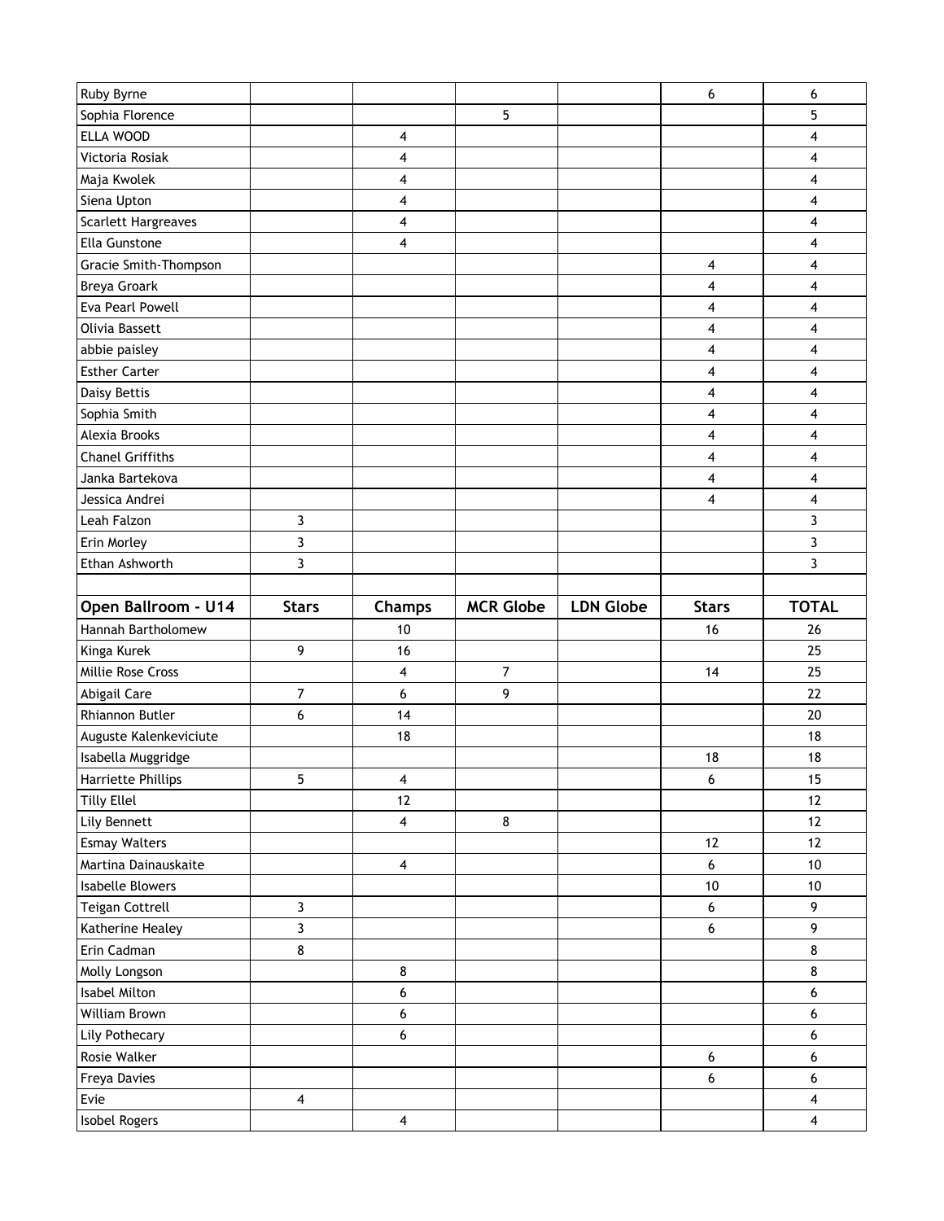| | | | | | | |
|---|---|---|---|---|---|---|
| Ruby Byrne | | | | | 6 | 6 |
| Sophia Florence | | | 5 | | | 5 |
| ELLA WOOD | | 4 | | | | 4 |
| Victoria Rosiak | | 4 | | | | 4 |
| Maja Kwolek | | 4 | | | | 4 |
| Siena Upton | | 4 | | | | 4 |
| Scarlett Hargreaves | | 4 | | | | 4 |
| Ella Gunstone | | 4 | | | | 4 |
| Gracie Smith-Thompson | | | | | 4 | 4 |
| Breya Groark | | | | | 4 | 4 |
| Eva Pearl Powell | | | | | 4 | 4 |
| Olivia Bassett | | | | | 4 | 4 |
| abbie paisley | | | | | 4 | 4 |
| Esther Carter | | | | | 4 | 4 |
| Daisy Bettis | | | | | 4 | 4 |
| Sophia Smith | | | | | 4 | 4 |
| Alexia Brooks | | | | | 4 | 4 |
| Chanel Griffiths | | | | | 4 | 4 |
| Janka Bartekova | | | | | 4 | 4 |
| Jessica Andrei | | | | | 4 | 4 |
| Leah Falzon | 3 | | | | | 3 |
| Erin Morley | 3 | | | | | 3 |
| Ethan Ashworth | 3 | | | | | 3 |

| Open Ballroom - U14 | Stars | Champs | MCR Globe | LDN Globe | Stars | TOTAL |
|---|---|---|---|---|---|---|
| Hannah Bartholomew | | 10 | | | 16 | 26 |
| Kinga Kurek | 9 | 16 | | | | 25 |
| Millie Rose Cross | | 4 | 7 | | 14 | 25 |
| Abigail Care | 7 | 6 | 9 | | | 22 |
| Rhiannon Butler | 6 | 14 | | | | 20 |
| Auguste Kalenkeviciute | | 18 | | | | 18 |
| Isabella Muggridge | | | | | 18 | 18 |
| Harriette Phillips | 5 | 4 | | | 6 | 15 |
| Tilly Ellel | | 12 | | | | 12 |
| Lily Bennett | | 4 | 8 | | | 12 |
| Esmay Walters | | | | | 12 | 12 |
| Martina Dainauskaite | | 4 | | | 6 | 10 |
| Isabelle Blowers | | | | | 10 | 10 |
| Teigan Cottrell | 3 | | | | 6 | 9 |
| Katherine Healey | 3 | | | | 6 | 9 |
| Erin Cadman | 8 | | | | | 8 |
| Molly Longson | | 8 | | | | 8 |
| Isabel Milton | | 6 | | | | 6 |
| William Brown | | 6 | | | | 6 |
| Lily Pothecary | | 6 | | | | 6 |
| Rosie Walker | | | | | 6 | 6 |
| Freya Davies | | | | | 6 | 6 |
| Evie | 4 | | | | | 4 |
| Isobel Rogers | | 4 | | | | 4 |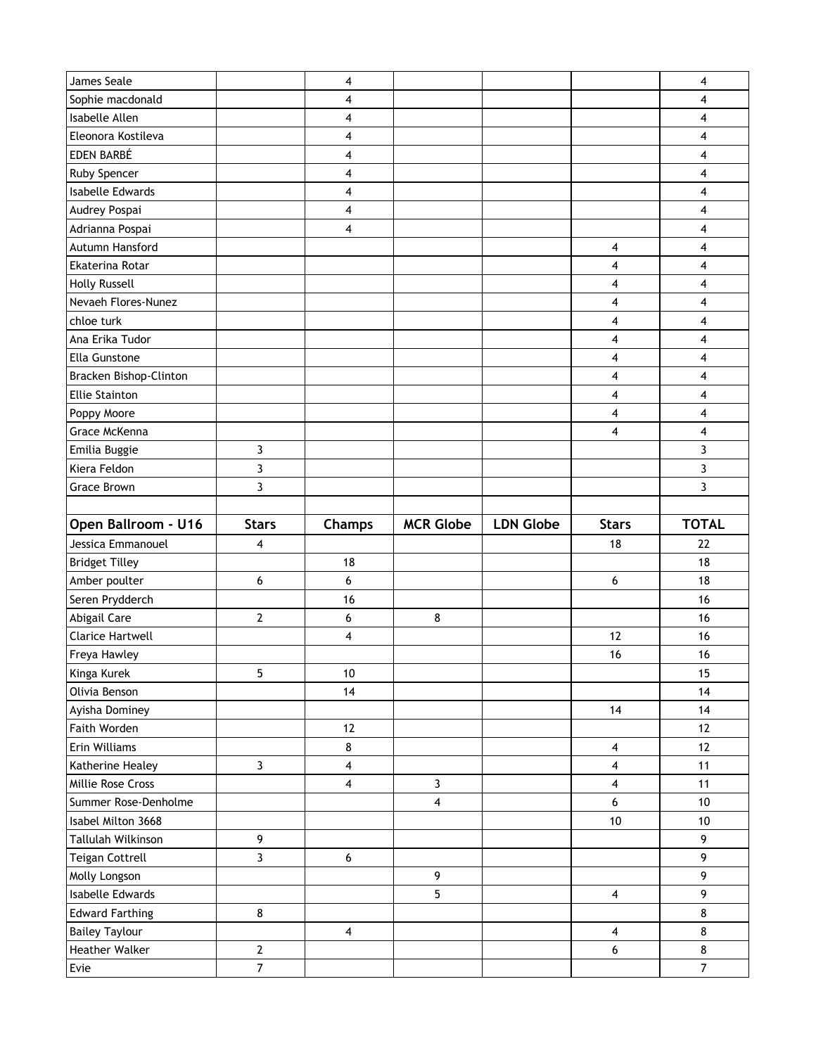| | | | | | | |
|---|---|---|---|---|---|---|
| James Seale | | 4 | | | | 4 |
| Sophie macdonald | | 4 | | | | 4 |
| Isabelle Allen | | 4 | | | | 4 |
| Eleonora Kostileva | | 4 | | | | 4 |
| EDEN BARBÉ | | 4 | | | | 4 |
| Ruby Spencer | | 4 | | | | 4 |
| Isabelle Edwards | | 4 | | | | 4 |
| Audrey Pospai | | 4 | | | | 4 |
| Adrianna Pospai | | 4 | | | | 4 |
| Autumn Hansford | | | | | 4 | 4 |
| Ekaterina Rotar | | | | | 4 | 4 |
| Holly Russell | | | | | 4 | 4 |
| Nevaeh Flores-Nunez | | | | | 4 | 4 |
| chloe turk | | | | | 4 | 4 |
| Ana Erika Tudor | | | | | 4 | 4 |
| Ella Gunstone | | | | | 4 | 4 |
| Bracken Bishop-Clinton | | | | | 4 | 4 |
| Ellie Stainton | | | | | 4 | 4 |
| Poppy Moore | | | | | 4 | 4 |
| Grace McKenna | | | | | 4 | 4 |
| Emilia Buggie | 3 | | | | | 3 |
| Kiera Feldon | 3 | | | | | 3 |
| Grace Brown | 3 | | | | | 3 |

| **Open Ballroom - U16** | **Stars** | **Champs** | **MCR Globe** | **LDN Globe** | **Stars** | **TOTAL** |
|---|---|---|---|---|---|---|
| Jessica Emmanouel | 4 | | | | 18 | 22 |
| Bridget Tilley | | 18 | | | | 18 |
| Amber poulter | 6 | 6 | | | 6 | 18 |
| Seren Prydderch | | 16 | | | | 16 |
| Abigail Care | 2 | 6 | 8 | | | 16 |
| Clarice Hartwell | | 4 | | | 12 | 16 |
| Freya Hawley | | | | | 16 | 16 |
| Kinga Kurek | 5 | 10 | | | | 15 |
| Olivia Benson | | 14 | | | | 14 |
| Ayisha Dominey | | | | | 14 | 14 |
| Faith Worden | | 12 | | | | 12 |
| Erin Williams | | 8 | | | 4 | 12 |
| Katherine Healey | 3 | 4 | | | 4 | 11 |
| Millie Rose Cross | | 4 | 3 | | 4 | 11 |
| Summer Rose-Denholme | | | 4 | | 6 | 10 |
| Isabel Milton 3668 | | | | | 10 | 10 |
| Tallulah Wilkinson | 9 | | | | | 9 |
| Teigan Cottrell | 3 | 6 | | | | 9 |
| Molly Longson | | | 9 | | | 9 |
| Isabelle Edwards | | | 5 | | 4 | 9 |
| Edward Farthing | 8 | | | | | 8 |
| Bailey Taylour | | 4 | | | 4 | 8 |
| Heather Walker | 2 | | | | 6 | 8 |
| Evie | 7 | | | | | 7 |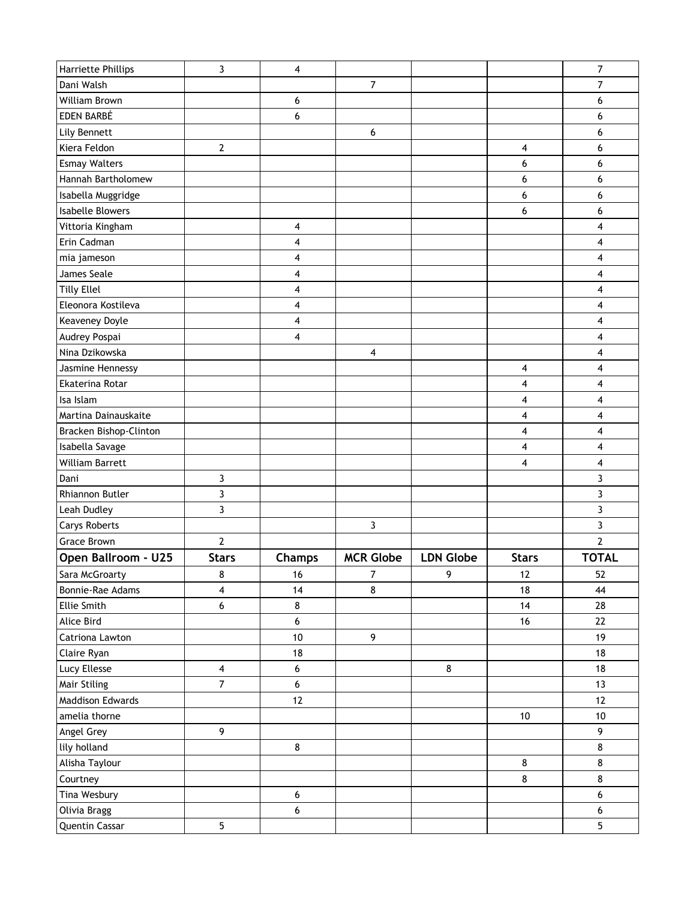| | | | | | | |
|---|---|---|---|---|---|---|
| Harriette Phillips | 3 | 4 | | | | 7 |
| Dani Walsh | | | 7 | | | 7 |
| William Brown | | 6 | | | | 6 |
| EDEN BARBÉ | | 6 | | | | 6 |
| Lily Bennett | | | 6 | | | 6 |
| Kiera Feldon | 2 | | | | 4 | 6 |
| Esmay Walters | | | | | 6 | 6 |
| Hannah Bartholomew | | | | | 6 | 6 |
| Isabella Muggridge | | | | | 6 | 6 |
| Isabelle Blowers | | | | | 6 | 6 |
| Vittoria Kingham | | 4 | | | | 4 |
| Erin Cadman | | 4 | | | | 4 |
| mia jameson | | 4 | | | | 4 |
| James Seale | | 4 | | | | 4 |
| Tilly Ellel | | 4 | | | | 4 |
| Eleonora Kostileva | | 4 | | | | 4 |
| Keaveney Doyle | | 4 | | | | 4 |
| Audrey Pospai | | 4 | | | | 4 |
| Nina Dzikowska | | | 4 | | | 4 |
| Jasmine Hennessy | | | | | 4 | 4 |
| Ekaterina Rotar | | | | | 4 | 4 |
| Isa Islam | | | | | 4 | 4 |
| Martina Dainauskaite | | | | | 4 | 4 |
| Bracken Bishop-Clinton | | | | | 4 | 4 |
| Isabella Savage | | | | | 4 | 4 |
| William Barrett | | | | | 4 | 4 |
| Dani | 3 | | | | | 3 |
| Rhiannon Butler | 3 | | | | | 3 |
| Leah Dudley | 3 | | | | | 3 |
| Carys Roberts | | | 3 | | | 3 |
| Grace Brown | 2 | | | | | 2 |
| **Open Ballroom - U25** | **Stars** | **Champs** | **MCR Globe** | **LDN Globe** | **Stars** | **TOTAL** |
| Sara McGroarty | 8 | 16 | 7 | 9 | 12 | 52 |
| Bonnie-Rae Adams | 4 | 14 | 8 | | 18 | 44 |
| Ellie Smith | 6 | 8 | | | 14 | 28 |
| Alice Bird | | 6 | | | 16 | 22 |
| Catriona Lawton | | 10 | 9 | | | 19 |
| Claire Ryan | | 18 | | | | 18 |
| Lucy Ellesse | 4 | 6 | | 8 | | 18 |
| Mair Stiling | 7 | 6 | | | | 13 |
| Maddison Edwards | | 12 | | | | 12 |
| amelia thorne | | | | | 10 | 10 |
| Angel Grey | 9 | | | | | 9 |
| lily holland | | 8 | | | | 8 |
| Alisha Taylour | | | | | 8 | 8 |
| Courtney | | | | | 8 | 8 |
| Tina Wesbury | | 6 | | | | 6 |
| Olivia Bragg | | 6 | | | | 6 |
| Quentin Cassar | 5 | | | | | 5 |